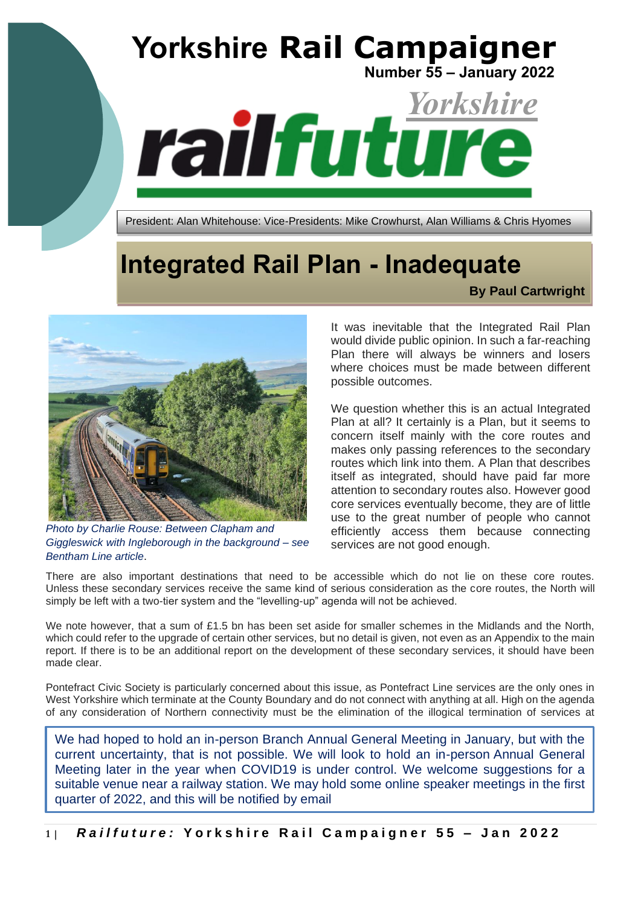# Yorkshire Rail Campaigner

**Number 55 – January 2022**

Yorkshire railfuture

President: Alan Whitehouse: Vice-Presidents: Mike Crowhurst, Alan Williams & Chris Hyomes

## Integrated Rail Plan - Inadequate

**By Paul Cartwright**

*Photo by Charlie Rouse: Between Clapham and Giggleswick with Ingleborough in the background – see Bentham Line article.*

It was inevitable that the Integrated Rail Plan would divide public opinion. In such a far-reaching Plan there will always be winners and losers where choices must be made between different possible outcomes.

We question whether this is an actual Integrated Plan at all? It certainly is a Plan, but it seems to concern itself mainly with the core routes and makes only passing references to the secondary routes which link into them. A Plan that describes itself as integrated, should have paid far more attention to secondary routes also. However good core services eventually become, they are of little use to the great number of people who cannot efficiently access them because connecting services are not good enough.

There are also important destinations that need to be accessible which do not lie on these core routes. Unless these secondary services receive the same kind of serious consideration as the core routes, the North will simply be left with a two-tier system and the "levelling-up" agenda will not be achieved.

We note however, that a sum of £1.5 bn has been set aside for smaller schemes in the Midlands and the North, which could refer to the upgrade of certain other services, but no detail is given, not even as an Appendix to the main report. If there is to be an additional report on the development of these secondary services, it should have been made clear.

Pontefract Civic Society is particularly concerned about this issue, as Pontefract Line services are the only ones in West Yorkshire which terminate at the County Boundary and do not connect with anything at all. High on the agenda of any consideration of Northern connectivity must be the elimination of the illogical termination of services at

> We had hoped to hold an in-person Branch Annual General Meeting in January, but with the current uncertainty, that is not possible. We will look to hold an in-person Annual General Meeting later in the year when COVID19 is under control. We welcome suggestions for a suitable venue near a railway station. We may hold some online speaker meetings in the first quarter of 2022, and this will be notified by email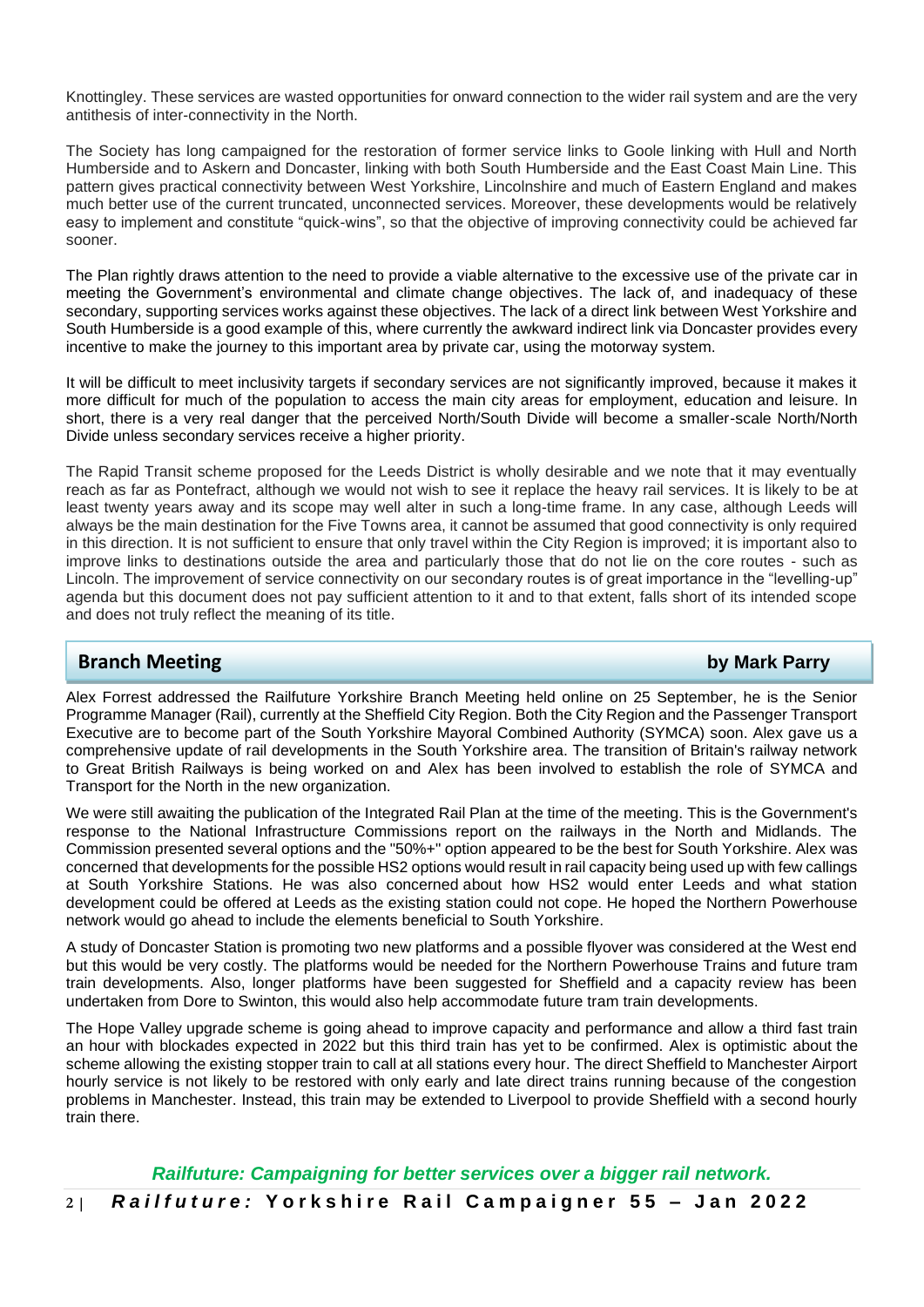Knottingley. These services are wasted opportunities for onward connection to the wider rail system and are the very antithesis of inter-connectivity in the North.

The Society has long campaigned for the restoration of former service links to Goole linking with Hull and North Humberside and to Askern and Doncaster, linking with both South Humberside and the East Coast Main Line. This pattern gives practical connectivity between West Yorkshire, Lincolnshire and much of Eastern England and makes much better use of the current truncated, unconnected services. Moreover, these developments would be relatively easy to implement and constitute "quick-wins", so that the objective of improving connectivity could be achieved far sooner.

The Plan rightly draws attention to the need to provide a viable alternative to the excessive use of the private car in meeting the Government's environmental and climate change objectives. The lack of, and inadequacy of these secondary, supporting services works against these objectives. The lack of a direct link between West Yorkshire and South Humberside is a good example of this, where currently the awkward indirect link via Doncaster provides every incentive to make the journey to this important area by private car, using the motorway system.

It will be difficult to meet inclusivity targets if secondary services are not significantly improved, because it makes it more difficult for much of the population to access the main city areas for employment, education and leisure. In short, there is a very real danger that the perceived North/South Divide will become a smaller-scale North/North Divide unless secondary services receive a higher priority.

The Rapid Transit scheme proposed for the Leeds District is wholly desirable and we note that it may eventually reach as far as Pontefract, although we would not wish to see it replace the heavy rail services. It is likely to be at least twenty years away and its scope may well alter in such a long-time frame. In any case, although Leeds will always be the main destination for the Five Towns area, it cannot be assumed that good connectivity is only required in this direction. It is not sufficient to ensure that only travel within the City Region is improved; it is important also to improve links to destinations outside the area and particularly those that do not lie on the core routes - such as Lincoln. The improvement of service connectivity on our secondary routes is of great importance in the "levelling-up" agenda but this document does not pay sufficient attention to it and to that extent, falls short of its intended scope and does not truly reflect the meaning of its title.

## Branch Meeting

**by Mark Parry**

Alex Forrest addressed the Railfuture Yorkshire Branch Meeting held online on 25 September, he is the Senior Programme Manager (Rail), currently at the Sheffield City Region. Both the City Region and the Passenger Transport Executive are to become part of the South Yorkshire Mayoral Combined Authority (SYMCA) soon. Alex gave us a comprehensive update of rail developments in the South Yorkshire area. The transition of Britain's railway network to Great British Railways is being worked on and Alex has been involved to establish the role of SYMCA and Transport for the North in the new organization.

We were still awaiting the publication of the Integrated Rail Plan at the time of the meeting. This is the Government's response to the National Infrastructure Commissions report on the railways in the North and Midlands. The Commission presented several options and the "50%+" option appeared to be the best for South Yorkshire. Alex was concerned that developments for the possible HS2 options would result in rail capacity being used up with few callings at South Yorkshire Stations. He was also concerned about how HS2 would enter Leeds and what station development could be offered at Leeds as the existing station could not cope. He hoped the Northern Powerhouse network would go ahead to include the elements beneficial to South Yorkshire.

A study of Doncaster Station is promoting two new platforms and a possible flyover was considered at the West end but this would be very costly. The platforms would be needed for the Northern Powerhouse Trains and future tram train developments. Also, longer platforms have been suggested for Sheffield and a capacity review has been undertaken from Dore to Swinton, this would also help accommodate future tram train developments.

The Hope Valley upgrade scheme is going ahead to improve capacity and performance and allow a third fast train an hour with blockades expected in 2022 but this third train has yet to be confirmed. Alex is optimistic about the scheme allowing the existing stopper train to call at all stations every hour. The direct Sheffield to Manchester Airport hourly service is not likely to be restored with only early and late direct trains running because of the congestion problems in Manchester. Instead, this train may be extended to Liverpool to provide Sheffield with a second hourly train there.

*Railfuture: Campaigning for better services over a bigger rail network.*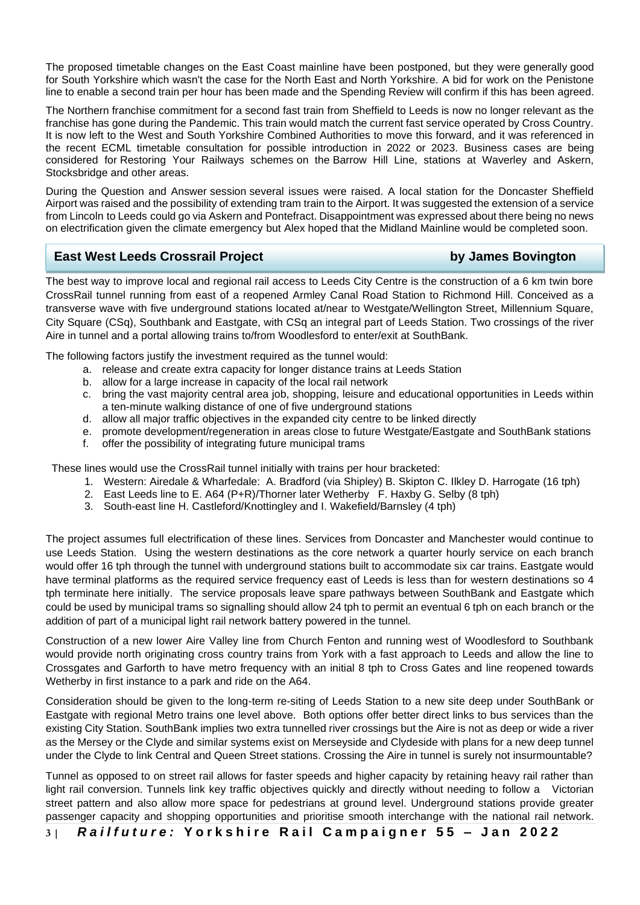The proposed timetable changes on the East Coast mainline have been postponed, but they were generally good for South Yorkshire which wasn't the case for the North East and North Yorkshire. A bid for work on the Penistone line to enable a second train per hour has been made and the Spending Review will confirm if this has been agreed.

The Northern franchise commitment for a second fast train from Sheffield to Leeds is now no longer relevant as the franchise has gone during the Pandemic. This train would match the current fast service operated by Cross Country. It is now left to the West and South Yorkshire Combined Authorities to move this forward, and it was referenced in the recent ECML timetable consultation for possible introduction in 2022 or 2023. Business cases are being considered for Restoring Your Railways schemes on the Barrow Hill Line, stations at Waverley and Askern, Stocksbridge and other areas.

During the Question and Answer session several issues were raised. A local station for the Doncaster Sheffield Airport was raised and the possibility of extending tram train to the Airport. It was suggested the extension of a service from Lincoln to Leeds could go via Askern and Pontefract. Disappointment was expressed about there being no news on electrification given the climate emergency but Alex hoped that the Midland Mainline would be completed soon.

## East West Leeds Crossrail Project — by James Bovington

The best way to improve local and regional rail access to Leeds City Centre is the construction of a 6 km twin bore CrossRail tunnel running from east of a reopened Armley Canal Road Station to Richmond Hill. Conceived as a transverse wave with five underground stations located at/near to Westgate/Wellington Street, Millennium Square, City Square (CSq), Southbank and Eastgate, with CSq an integral part of Leeds Station. Two crossings of the river Aire in tunnel and a portal allowing trains to/from Woodlesford to enter/exit at SouthBank.

The following factors justify the investment required as the tunnel would:

a. release and create extra capacity for longer distance trains at Leeds Station
b. allow for a large increase in capacity of the local rail network
c. bring the vast majority central area job, shopping, leisure and educational opportunities in Leeds within a ten-minute walking distance of one of five underground stations
d. allow all major traffic objectives in the expanded city centre to be linked directly
e. promote development/regeneration in areas close to future Westgate/Eastgate and SouthBank stations
f. offer the possibility of integrating future municipal trams

These lines would use the CrossRail tunnel initially with trains per hour bracketed:

1. Western: Airedale & Wharfedale: A. Bradford (via Shipley) B. Skipton C. Ilkley D. Harrogate (16 tph)
2. East Leeds line to E. A64 (P+R)/Thorner later Wetherby F. Haxby G. Selby (8 tph)
3. South-east line H. Castleford/Knottingley and I. Wakefield/Barnsley (4 tph)

The project assumes full electrification of these lines. Services from Doncaster and Manchester would continue to use Leeds Station. Using the western destinations as the core network a quarter hourly service on each branch would offer 16 tph through the tunnel with underground stations built to accommodate six car trains. Eastgate would have terminal platforms as the required service frequency east of Leeds is less than for western destinations so 4 tph terminate here initially. The service proposals leave spare pathways between SouthBank and Eastgate which could be used by municipal trams so signalling should allow 24 tph to permit an eventual 6 tph on each branch or the addition of part of a municipal light rail network battery powered in the tunnel.

Construction of a new lower Aire Valley line from Church Fenton and running west of Woodlesford to Southbank would provide north originating cross country trains from York with a fast approach to Leeds and allow the line to Crossgates and Garforth to have metro frequency with an initial 8 tph to Cross Gates and line reopened towards Wetherby in first instance to a park and ride on the A64.

Consideration should be given to the long-term re-siting of Leeds Station to a new site deep under SouthBank or Eastgate with regional Metro trains one level above. Both options offer better direct links to bus services than the existing City Station. SouthBank implies two extra tunnelled river crossings but the Aire is not as deep or wide a river as the Mersey or the Clyde and similar systems exist on Merseyside and Clydeside with plans for a new deep tunnel under the Clyde to link Central and Queen Street stations. Crossing the Aire in tunnel is surely not insurmountable?

Tunnel as opposed to on street rail allows for faster speeds and higher capacity by retaining heavy rail rather than light rail conversion. Tunnels link key traffic objectives quickly and directly without needing to follow a Victorian street pattern and also allow more space for pedestrians at ground level. Underground stations provide greater passenger capacity and shopping opportunities and prioritise smooth interchange with the national rail network.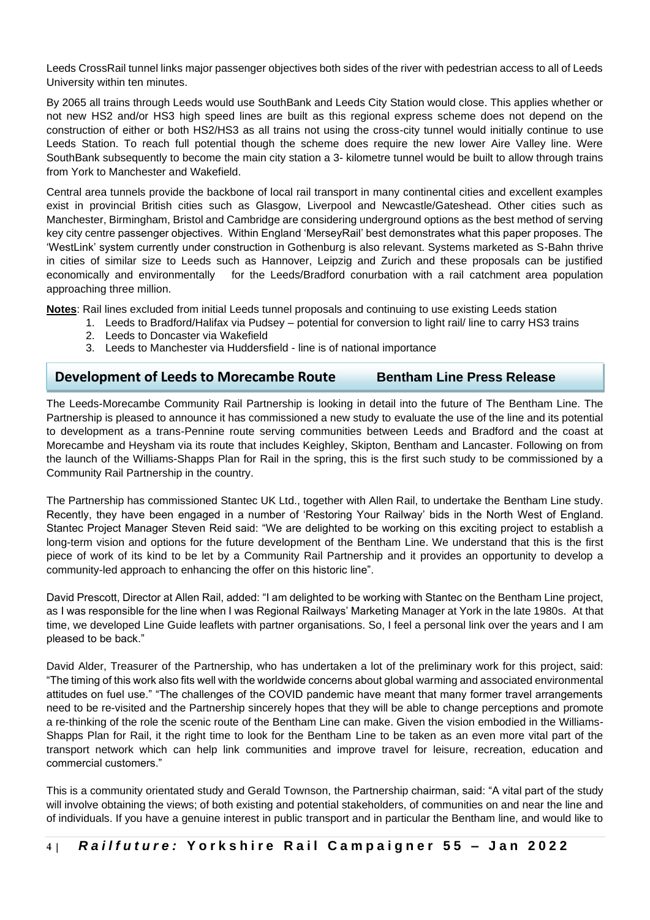Leeds CrossRail tunnel links major passenger objectives both sides of the river with pedestrian access to all of Leeds University within ten minutes.

By 2065 all trains through Leeds would use SouthBank and Leeds City Station would close. This applies whether or not new HS2 and/or HS3 high speed lines are built as this regional express scheme does not depend on the construction of either or both HS2/HS3 as all trains not using the cross-city tunnel would initially continue to use Leeds Station. To reach full potential though the scheme does require the new lower Aire Valley line. Were SouthBank subsequently to become the main city station a 3- kilometre tunnel would be built to allow through trains from York to Manchester and Wakefield.

Central area tunnels provide the backbone of local rail transport in many continental cities and excellent examples exist in provincial British cities such as Glasgow, Liverpool and Newcastle/Gateshead. Other cities such as Manchester, Birmingham, Bristol and Cambridge are considering underground options as the best method of serving key city centre passenger objectives. Within England 'MerseyRail' best demonstrates what this paper proposes. The 'WestLink' system currently under construction in Gothenburg is also relevant. Systems marketed as S-Bahn thrive in cities of similar size to Leeds such as Hannover, Leipzig and Zurich and these proposals can be justified economically and environmentally for the Leeds/Bradford conurbation with a rail catchment area population approaching three million.

**Notes**: Rail lines excluded from initial Leeds tunnel proposals and continuing to use existing Leeds station

1. Leeds to Bradford/Halifax via Pudsey – potential for conversion to light rail/ line to carry HS3 trains
2. Leeds to Doncaster via Wakefield
3. Leeds to Manchester via Huddersfield - line is of national importance

## Development of Leeds to Morecambe Route — Bentham Line Press Release

The Leeds-Morecambe Community Rail Partnership is looking in detail into the future of The Bentham Line. The Partnership is pleased to announce it has commissioned a new study to evaluate the use of the line and its potential to development as a trans-Pennine route serving communities between Leeds and Bradford and the coast at Morecambe and Heysham via its route that includes Keighley, Skipton, Bentham and Lancaster. Following on from the launch of the Williams-Shapps Plan for Rail in the spring, this is the first such study to be commissioned by a Community Rail Partnership in the country.

The Partnership has commissioned Stantec UK Ltd., together with Allen Rail, to undertake the Bentham Line study. Recently, they have been engaged in a number of 'Restoring Your Railway' bids in the North West of England. Stantec Project Manager Steven Reid said: "We are delighted to be working on this exciting project to establish a long-term vision and options for the future development of the Bentham Line. We understand that this is the first piece of work of its kind to be let by a Community Rail Partnership and it provides an opportunity to develop a community-led approach to enhancing the offer on this historic line".

David Prescott, Director at Allen Rail, added: "I am delighted to be working with Stantec on the Bentham Line project, as I was responsible for the line when I was Regional Railways' Marketing Manager at York in the late 1980s. At that time, we developed Line Guide leaflets with partner organisations. So, I feel a personal link over the years and I am pleased to be back."

David Alder, Treasurer of the Partnership, who has undertaken a lot of the preliminary work for this project, said: "The timing of this work also fits well with the worldwide concerns about global warming and associated environmental attitudes on fuel use." "The challenges of the COVID pandemic have meant that many former travel arrangements need to be re-visited and the Partnership sincerely hopes that they will be able to change perceptions and promote a re-thinking of the role the scenic route of the Bentham Line can make. Given the vision embodied in the Williams-Shapps Plan for Rail, it the right time to look for the Bentham Line to be taken as an even more vital part of the transport network which can help link communities and improve travel for leisure, recreation, education and commercial customers."

This is a community orientated study and Gerald Townson, the Partnership chairman, said: "A vital part of the study will involve obtaining the views; of both existing and potential stakeholders, of communities on and near the line and of individuals. If you have a genuine interest in public transport and in particular the Bentham line, and would like to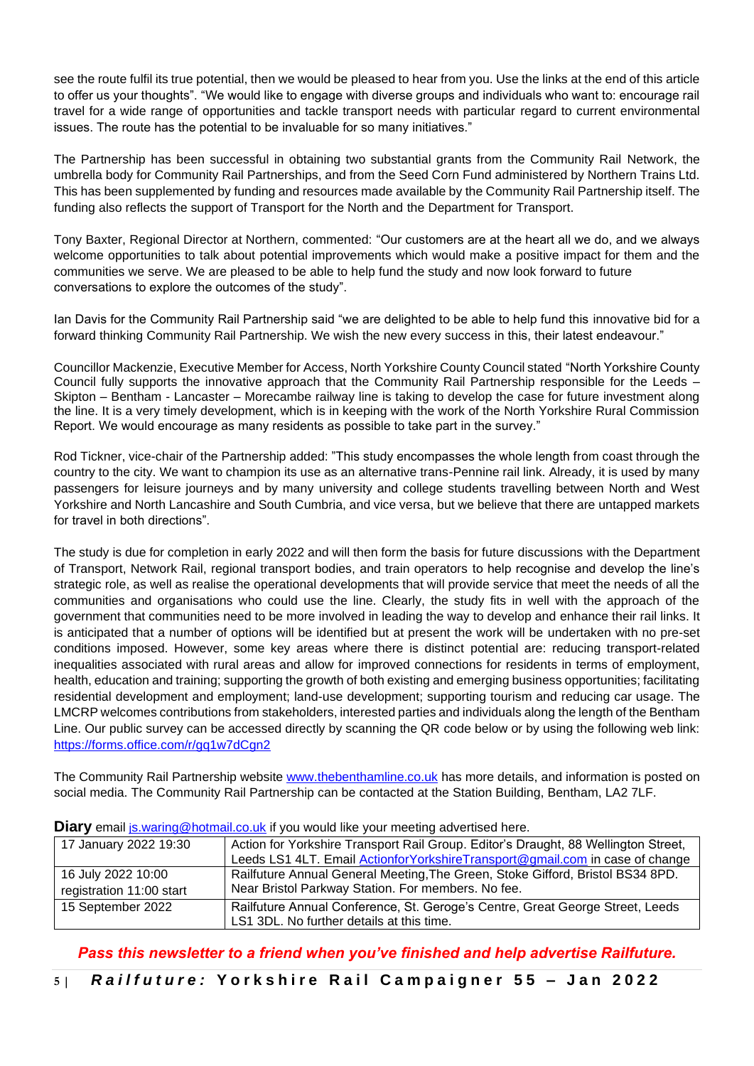see the route fulfil its true potential, then we would be pleased to hear from you. Use the links at the end of this article to offer us your thoughts". "We would like to engage with diverse groups and individuals who want to: encourage rail travel for a wide range of opportunities and tackle transport needs with particular regard to current environmental issues. The route has the potential to be invaluable for so many initiatives."

The Partnership has been successful in obtaining two substantial grants from the Community Rail Network, the umbrella body for Community Rail Partnerships, and from the Seed Corn Fund administered by Northern Trains Ltd. This has been supplemented by funding and resources made available by the Community Rail Partnership itself. The funding also reflects the support of Transport for the North and the Department for Transport.

Tony Baxter, Regional Director at Northern, commented: "Our customers are at the heart all we do, and we always welcome opportunities to talk about potential improvements which would make a positive impact for them and the communities we serve. We are pleased to be able to help fund the study and now look forward to future conversations to explore the outcomes of the study".

Ian Davis for the Community Rail Partnership said "we are delighted to be able to help fund this innovative bid for a forward thinking Community Rail Partnership. We wish the new every success in this, their latest endeavour."

Councillor Mackenzie, Executive Member for Access, North Yorkshire County Council stated "North Yorkshire County Council fully supports the innovative approach that the Community Rail Partnership responsible for the Leeds – Skipton – Bentham - Lancaster – Morecambe railway line is taking to develop the case for future investment along the line. It is a very timely development, which is in keeping with the work of the North Yorkshire Rural Commission Report. We would encourage as many residents as possible to take part in the survey."

Rod Tickner, vice-chair of the Partnership added: "This study encompasses the whole length from coast through the country to the city. We want to champion its use as an alternative trans-Pennine rail link. Already, it is used by many passengers for leisure journeys and by many university and college students travelling between North and West Yorkshire and North Lancashire and South Cumbria, and vice versa, but we believe that there are untapped markets for travel in both directions".

The study is due for completion in early 2022 and will then form the basis for future discussions with the Department of Transport, Network Rail, regional transport bodies, and train operators to help recognise and develop the line's strategic role, as well as realise the operational developments that will provide service that meet the needs of all the communities and organisations who could use the line. Clearly, the study fits in well with the approach of the government that communities need to be more involved in leading the way to develop and enhance their rail links. It is anticipated that a number of options will be identified but at present the work will be undertaken with no pre-set conditions imposed. However, some key areas where there is distinct potential are: reducing transport-related inequalities associated with rural areas and allow for improved connections for residents in terms of employment, health, education and training; supporting the growth of both existing and emerging business opportunities; facilitating residential development and employment; land-use development; supporting tourism and reducing car usage. The LMCRP welcomes contributions from stakeholders, interested parties and individuals along the length of the Bentham Line. Our public survey can be accessed directly by scanning the QR code below or by using the following web link: https://forms.office.com/r/gq1w7dCgn2

The Community Rail Partnership website www.thebenthamline.co.uk has more details, and information is posted on social media. The Community Rail Partnership can be contacted at the Station Building, Bentham, LA2 7LF.

**Diary** email js.waring@hotmail.co.uk if you would like your meeting advertised here.

| | |
|---|---|
| 17 January 2022 19:30 | Action for Yorkshire Transport Rail Group. Editor's Draught, 88 Wellington Street, Leeds LS1 4LT. Email ActionforYorkshireTransport@gmail.com in case of change |
| 16 July 2022 10:00 registration 11:00 start | Railfuture Annual General Meeting,The Green, Stoke Gifford, Bristol BS34 8PD. Near Bristol Parkway Station. For members. No fee. |
| 15 September 2022 | Railfuture Annual Conference, St. Geroge's Centre, Great George Street, Leeds LS1 3DL. No further details at this time. |

***Pass this newsletter to a friend when you've finished and help advertise Railfuture.***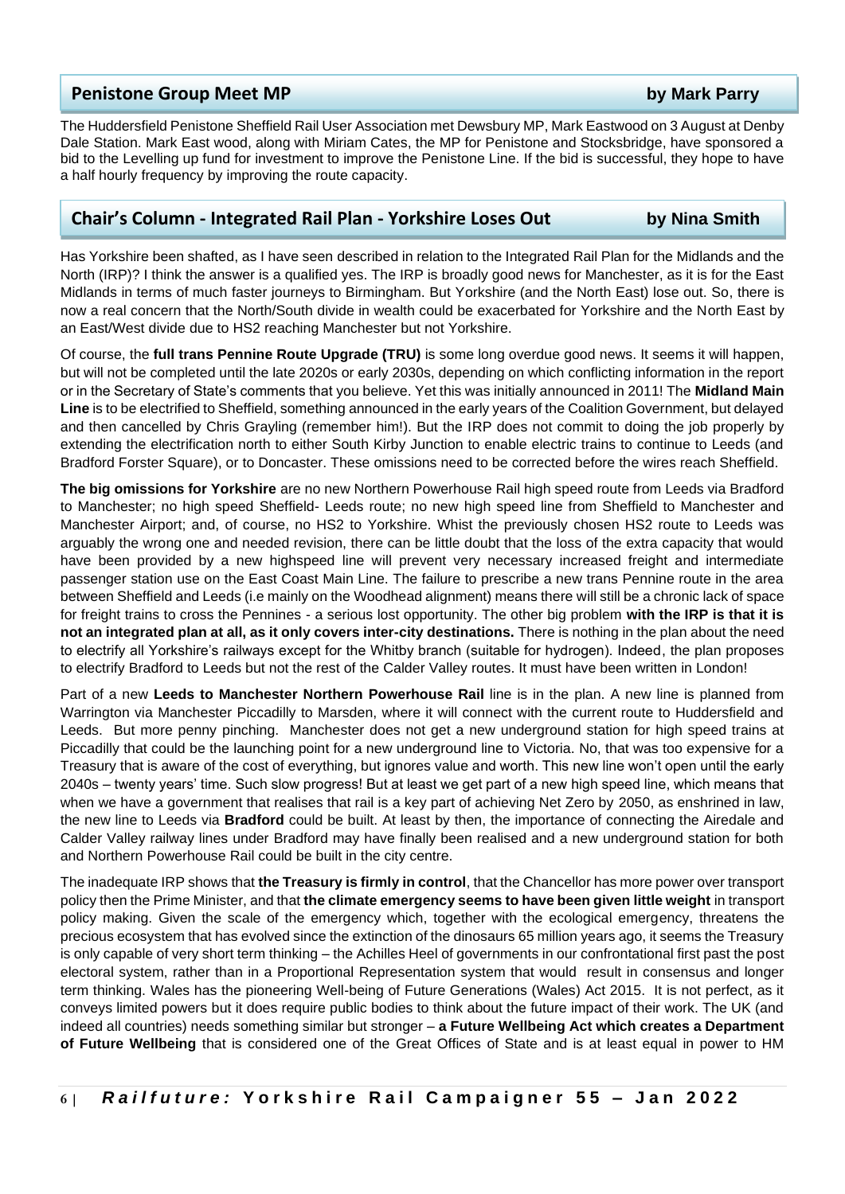## Penistone Group Meet MP

**by Mark Parry**

The Huddersfield Penistone Sheffield Rail User Association met Dewsbury MP, Mark Eastwood on 3 August at Denby Dale Station. Mark East wood, along with Miriam Cates, the MP for Penistone and Stocksbridge, have sponsored a bid to the Levelling up fund for investment to improve the Penistone Line. If the bid is successful, they hope to have a half hourly frequency by improving the route capacity.

## Chair's Column - Integrated Rail Plan - Yorkshire Loses Out

**by Nina Smith**

Has Yorkshire been shafted, as I have seen described in relation to the Integrated Rail Plan for the Midlands and the North (IRP)? I think the answer is a qualified yes. The IRP is broadly good news for Manchester, as it is for the East Midlands in terms of much faster journeys to Birmingham. But Yorkshire (and the North East) lose out. So, there is now a real concern that the North/South divide in wealth could be exacerbated for Yorkshire and the North East by an East/West divide due to HS2 reaching Manchester but not Yorkshire.

Of course, the **full trans Pennine Route Upgrade (TRU)** is some long overdue good news. It seems it will happen, but will not be completed until the late 2020s or early 2030s, depending on which conflicting information in the report or in the Secretary of State's comments that you believe. Yet this was initially announced in 2011! The **Midland Main Line** is to be electrified to Sheffield, something announced in the early years of the Coalition Government, but delayed and then cancelled by Chris Grayling (remember him!). But the IRP does not commit to doing the job properly by extending the electrification north to either South Kirby Junction to enable electric trains to continue to Leeds (and Bradford Forster Square), or to Doncaster. These omissions need to be corrected before the wires reach Sheffield.

**The big omissions for Yorkshire** are no new Northern Powerhouse Rail high speed route from Leeds via Bradford to Manchester; no high speed Sheffield- Leeds route; no new high speed line from Sheffield to Manchester and Manchester Airport; and, of course, no HS2 to Yorkshire. Whist the previously chosen HS2 route to Leeds was arguably the wrong one and needed revision, there can be little doubt that the loss of the extra capacity that would have been provided by a new highspeed line will prevent very necessary increased freight and intermediate passenger station use on the East Coast Main Line. The failure to prescribe a new trans Pennine route in the area between Sheffield and Leeds (i.e mainly on the Woodhead alignment) means there will still be a chronic lack of space for freight trains to cross the Pennines - a serious lost opportunity. The other big problem **with the IRP is that it is not an integrated plan at all, as it only covers inter-city destinations.** There is nothing in the plan about the need to electrify all Yorkshire's railways except for the Whitby branch (suitable for hydrogen). Indeed, the plan proposes to electrify Bradford to Leeds but not the rest of the Calder Valley routes. It must have been written in London!

Part of a new **Leeds to Manchester Northern Powerhouse Rail** line is in the plan. A new line is planned from Warrington via Manchester Piccadilly to Marsden, where it will connect with the current route to Huddersfield and Leeds. But more penny pinching. Manchester does not get a new underground station for high speed trains at Piccadilly that could be the launching point for a new underground line to Victoria. No, that was too expensive for a Treasury that is aware of the cost of everything, but ignores value and worth. This new line won't open until the early 2040s – twenty years' time. Such slow progress! But at least we get part of a new high speed line, which means that when we have a government that realises that rail is a key part of achieving Net Zero by 2050, as enshrined in law, the new line to Leeds via **Bradford** could be built. At least by then, the importance of connecting the Airedale and Calder Valley railway lines under Bradford may have finally been realised and a new underground station for both and Northern Powerhouse Rail could be built in the city centre.

The inadequate IRP shows that **the Treasury is firmly in control**, that the Chancellor has more power over transport policy then the Prime Minister, and that **the climate emergency seems to have been given little weight** in transport policy making. Given the scale of the emergency which, together with the ecological emergency, threatens the precious ecosystem that has evolved since the extinction of the dinosaurs 65 million years ago, it seems the Treasury is only capable of very short term thinking – the Achilles Heel of governments in our confrontational first past the post electoral system, rather than in a Proportional Representation system that would result in consensus and longer term thinking. Wales has the pioneering Well-being of Future Generations (Wales) Act 2015. It is not perfect, as it conveys limited powers but it does require public bodies to think about the future impact of their work. The UK (and indeed all countries) needs something similar but stronger – **a Future Wellbeing Act which creates a Department of Future Wellbeing** that is considered one of the Great Offices of State and is at least equal in power to HM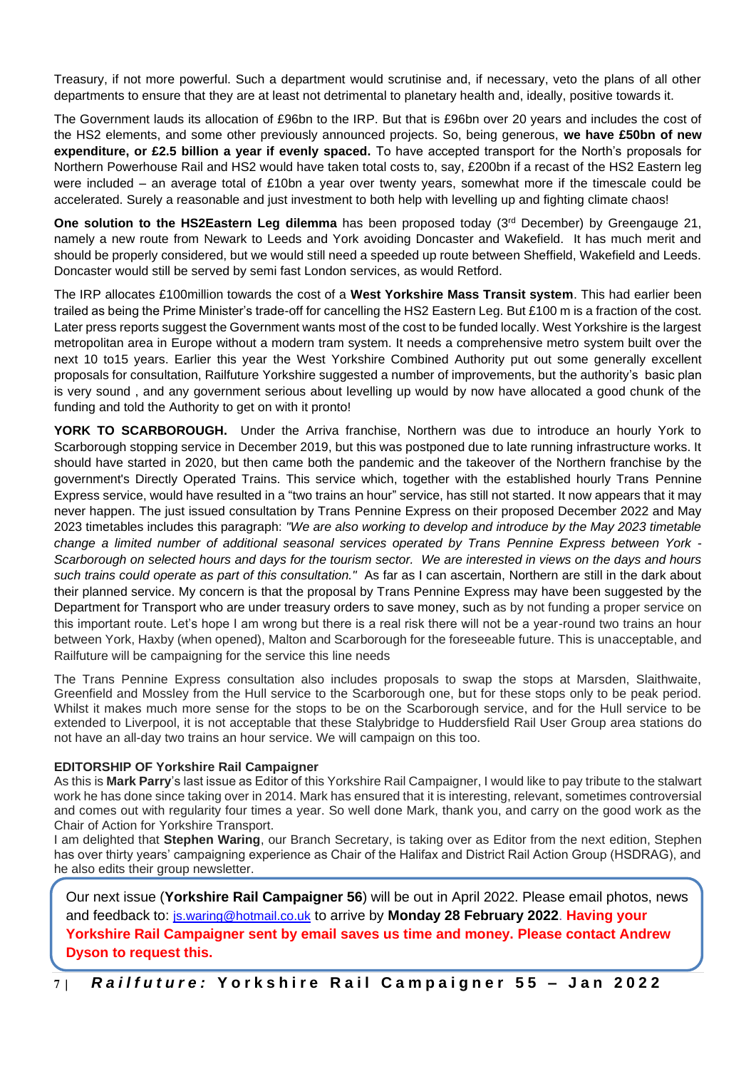Treasury, if not more powerful. Such a department would scrutinise and, if necessary, veto the plans of all other departments to ensure that they are at least not detrimental to planetary health and, ideally, positive towards it.

The Government lauds its allocation of £96bn to the IRP. But that is £96bn over 20 years and includes the cost of the HS2 elements, and some other previously announced projects. So, being generous, **we have £50bn of new expenditure, or £2.5 billion a year if evenly spaced.** To have accepted transport for the North's proposals for Northern Powerhouse Rail and HS2 would have taken total costs to, say, £200bn if a recast of the HS2 Eastern leg were included – an average total of £10bn a year over twenty years, somewhat more if the timescale could be accelerated. Surely a reasonable and just investment to both help with levelling up and fighting climate chaos!

**One solution to the HS2Eastern Leg dilemma** has been proposed today (3rd December) by Greengauge 21, namely a new route from Newark to Leeds and York avoiding Doncaster and Wakefield. It has much merit and should be properly considered, but we would still need a speeded up route between Sheffield, Wakefield and Leeds. Doncaster would still be served by semi fast London services, as would Retford.

The IRP allocates £100million towards the cost of a **West Yorkshire Mass Transit system**. This had earlier been trailed as being the Prime Minister's trade-off for cancelling the HS2 Eastern Leg. But £100 m is a fraction of the cost. Later press reports suggest the Government wants most of the cost to be funded locally. West Yorkshire is the largest metropolitan area in Europe without a modern tram system. It needs a comprehensive metro system built over the next 10 to15 years. Earlier this year the West Yorkshire Combined Authority put out some generally excellent proposals for consultation, Railfuture Yorkshire suggested a number of improvements, but the authority's basic plan is very sound , and any government serious about levelling up would by now have allocated a good chunk of the funding and told the Authority to get on with it pronto!

**YORK TO SCARBOROUGH.** Under the Arriva franchise, Northern was due to introduce an hourly York to Scarborough stopping service in December 2019, but this was postponed due to late running infrastructure works. It should have started in 2020, but then came both the pandemic and the takeover of the Northern franchise by the government's Directly Operated Trains. This service which, together with the established hourly Trans Pennine Express service, would have resulted in a "two trains an hour" service, has still not started. It now appears that it may never happen. The just issued consultation by Trans Pennine Express on their proposed December 2022 and May 2023 timetables includes this paragraph: *"We are also working to develop and introduce by the May 2023 timetable change a limited number of additional seasonal services operated by Trans Pennine Express between York - Scarborough on selected hours and days for the tourism sector. We are interested in views on the days and hours such trains could operate as part of this consultation."* As far as I can ascertain, Northern are still in the dark about their planned service. My concern is that the proposal by Trans Pennine Express may have been suggested by the Department for Transport who are under treasury orders to save money, such as by not funding a proper service on this important route. Let's hope I am wrong but there is a real risk there will not be a year-round two trains an hour between York, Haxby (when opened), Malton and Scarborough for the foreseeable future. This is unacceptable, and Railfuture will be campaigning for the service this line needs

The Trans Pennine Express consultation also includes proposals to swap the stops at Marsden, Slaithwaite, Greenfield and Mossley from the Hull service to the Scarborough one, but for these stops only to be peak period. Whilst it makes much more sense for the stops to be on the Scarborough service, and for the Hull service to be extended to Liverpool, it is not acceptable that these Stalybridge to Huddersfield Rail User Group area stations do not have an all-day two trains an hour service. We will campaign on this too.

**EDITORSHIP OF Yorkshire Rail Campaigner**

As this is **Mark Parry**'s last issue as Editor of this Yorkshire Rail Campaigner, I would like to pay tribute to the stalwart work he has done since taking over in 2014. Mark has ensured that it is interesting, relevant, sometimes controversial and comes out with regularity four times a year. So well done Mark, thank you, and carry on the good work as the Chair of Action for Yorkshire Transport.

I am delighted that **Stephen Waring**, our Branch Secretary, is taking over as Editor from the next edition, Stephen has over thirty years' campaigning experience as Chair of the Halifax and District Rail Action Group (HSDRAG), and he also edits their group newsletter.

Our next issue (**Yorkshire Rail Campaigner 56**) will be out in April 2022. Please email photos, news and feedback to: js.waring@hotmail.co.uk to arrive by **Monday 28 February 2022**. **Having your Yorkshire Rail Campaigner sent by email saves us time and money. Please contact Andrew Dyson to request this.**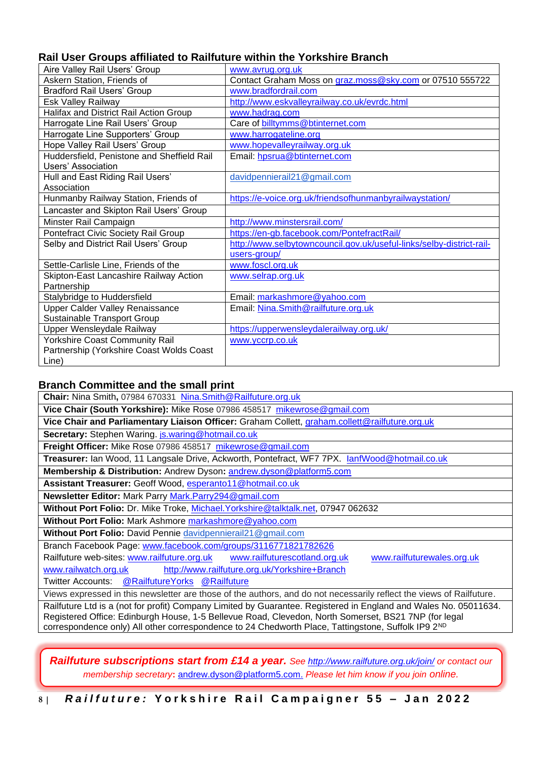## Rail User Groups affiliated to Railfuture within the Yorkshire Branch

| | |
|---|---|
| Aire Valley Rail Users' Group | www.avrug.org.uk |
| Askern Station, Friends of | Contact Graham Moss on graz.moss@sky.com or 07510 555722 |
| Bradford Rail Users' Group | www.bradfordrail.com |
| Esk Valley Railway | http://www.eskvalleyrailway.co.uk/evrdc.html |
| Halifax and District Rail Action Group | www.hadrag.com |
| Harrogate Line Rail Users' Group | Care of billtymms@btinternet.com |
| Harrogate Line Supporters' Group | www.harrogateline.org |
| Hope Valley Rail Users' Group | www.hopevalleyrailway.org.uk |
| Huddersfield, Penistone and Sheffield Rail Users' Association | Email: hpsrua@btinternet.com |
| Hull and East Riding Rail Users' Association | davidpennierail21@gmail.com |
| Hunmanby Railway Station, Friends of | https://e-voice.org.uk/friendsofhunmanbyrailwaystation/ |
| Lancaster and Skipton Rail Users' Group | |
| Minster Rail Campaign | http://www.minstersrail.com/ |
| Pontefract Civic Society Rail Group | https://en-gb.facebook.com/PontefractRail/ |
| Selby and District Rail Users' Group | http://www.selbytowncouncil.gov.uk/useful-links/selby-district-rail-users-group/ |
| Settle-Carlisle Line, Friends of the | www.foscl.org.uk |
| Skipton-East Lancashire Railway Action Partnership | www.selrap.org.uk |
| Stalybridge to Huddersfield | Email: markashmore@yahoo.com |
| Upper Calder Valley Renaissance Sustainable Transport Group | Email: Nina.Smith@railfuture.org.uk |
| Upper Wensleydale Railway | https://upperwensleydalerailway.org.uk/ |
| Yorkshire Coast Community Rail Partnership (Yorkshire Coast Wolds Coast Line) | www.yccrp.co.uk |

## Branch Committee and the small print

**Chair:** Nina Smith**,** 07984 670331 Nina.Smith@Railfuture.org.uk

**Vice Chair (South Yorkshire):** Mike Rose 07986 458517 mikewrose@gmail.com

**Vice Chair and Parliamentary Liaison Officer:** Graham Collett, graham.collett@railfuture.org.uk

**Secretary:** Stephen Waring. js.waring@hotmail.co.uk

**Freight Officer:** Mike Rose 07986 458517 mikewrose@gmail.com

**Treasurer:** Ian Wood, 11 Langsale Drive, Ackworth, Pontefract, WF7 7PX. IanfWood@hotmail.co.uk

**Membership & Distribution:** Andrew Dyson**:** andrew.dyson@platform5.com

**Assistant Treasurer:** Geoff Wood, esperanto11@hotmail.co.uk

**Newsletter Editor:** Mark Parry Mark.Parry294@gmail.com

**Without Port Folio:** Dr. Mike Troke, Michael.Yorkshire@talktalk.net, 07947 062632

**Without Port Folio:** Mark Ashmore markashmore@yahoo.com

**Without Port Folio:** David Pennie davidpennierail21@gmail.com

Branch Facebook Page: www.facebook.com/groups/3116771821782626
Railfuture web-sites: www.railfuture.org.uk www.railfuturescotland.org.uk www.railfuturewales.org.uk www.railwatch.org.uk http://www.railfuture.org.uk/Yorkshire+Branch
Twitter Accounts: @RailfutureYorks @Railfuture

Views expressed in this newsletter are those of the authors, and do not necessarily reflect the views of Railfuture.

Railfuture Ltd is a (not for profit) Company Limited by Guarantee. Registered in England and Wales No. 05011634. Registered Office: Edinburgh House, 1-5 Bellevue Road, Clevedon, North Somerset, BS21 7NP (for legal correspondence only) All other correspondence to 24 Chedworth Place, Tattingstone, Suffolk IP9 2ND

***Railfuture subscriptions start from £14 a year.*** *See* http://www.railfuture.org.uk/join/ *or contact our membership secretary***:** andrew.dyson@platform5.com. *Please let him know if you join online.*